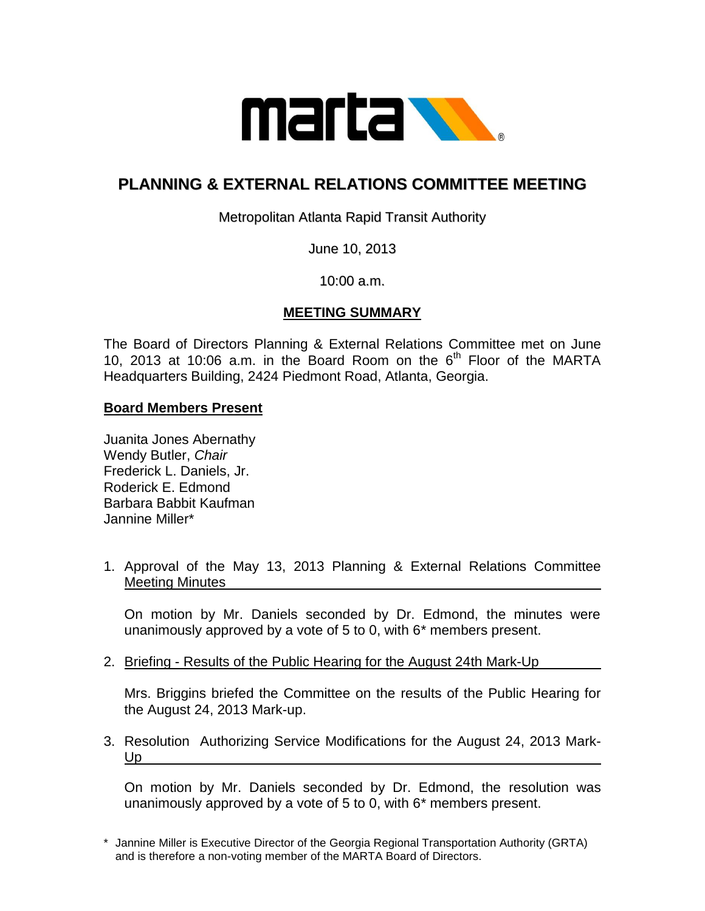# PLANNING & EXTERNAL RELATIONS COMMITTEE MEETING

Metropolitan Atlanta Rapid Transit Authority

June 10, 2013

10:00 a.m.

## MEETING SUMMARY

The Board of Directors Planning & External Relations Committee met on June 10, 2013 at 10:06 a.m. in the Board Room on the 6th Floor of the MARTA Headquarters Building, 2424 Piedmont Road, Atlanta, Georgia.

**Board Members Present**

Juanita Jones Abernathy
Wendy Butler, *Chair*
Frederick L. Daniels, Jr.
Roderick E. Edmond
Barbara Babbit Kaufman
Jannine Miller*

1. Approval of the May 13, 2013 Planning & External Relations Committee Meeting Minutes

   On motion by Mr. Daniels seconded by Dr. Edmond, the minutes were unanimously approved by a vote of 5 to 0, with 6* members present.

2. Briefing - Results of the Public Hearing for the August 24th Mark-Up

   Mrs. Briggins briefed the Committee on the results of the Public Hearing for the August 24, 2013 Mark-up.

3. Resolution Authorizing Service Modifications for the August 24, 2013 Mark-Up

   On motion by Mr. Daniels seconded by Dr. Edmond, the resolution was unanimously approved by a vote of 5 to 0, with 6* members present.

\* Jannine Miller is Executive Director of the Georgia Regional Transportation Authority (GRTA) and is therefore a non-voting member of the MARTA Board of Directors.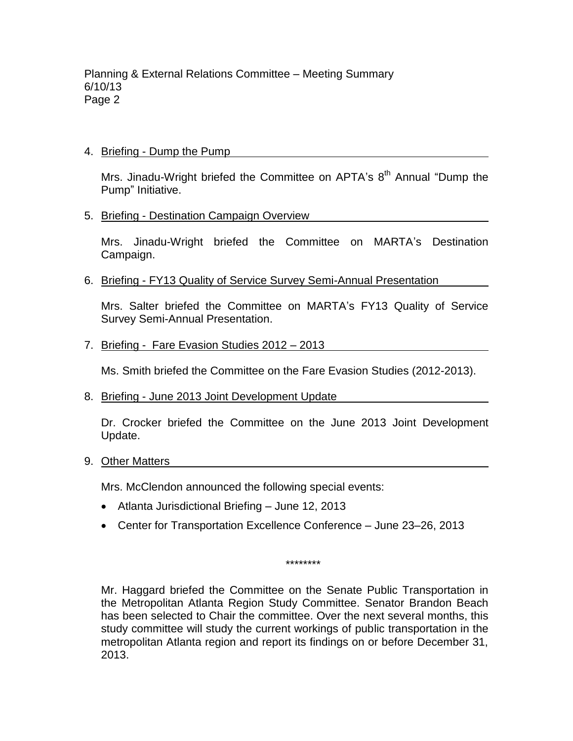4. Briefing - Dump the Pump

   Mrs. Jinadu-Wright briefed the Committee on APTA's 8th Annual "Dump the Pump" Initiative.

5. Briefing - Destination Campaign Overview

   Mrs. Jinadu-Wright briefed the Committee on MARTA's Destination Campaign.

6. Briefing - FY13 Quality of Service Survey Semi-Annual Presentation

   Mrs. Salter briefed the Committee on MARTA's FY13 Quality of Service Survey Semi-Annual Presentation.

7. Briefing - Fare Evasion Studies 2012 – 2013

   Ms. Smith briefed the Committee on the Fare Evasion Studies (2012-2013).

8. Briefing - June 2013 Joint Development Update

   Dr. Crocker briefed the Committee on the June 2013 Joint Development Update.

9. Other Matters

   Mrs. McClendon announced the following special events:

   - Atlanta Jurisdictional Briefing – June 12, 2013
   - Center for Transportation Excellence Conference – June 23–26, 2013

********

Mr. Haggard briefed the Committee on the Senate Public Transportation in the Metropolitan Atlanta Region Study Committee. Senator Brandon Beach has been selected to Chair the committee. Over the next several months, this study committee will study the current workings of public transportation in the metropolitan Atlanta region and report its findings on or before December 31, 2013.